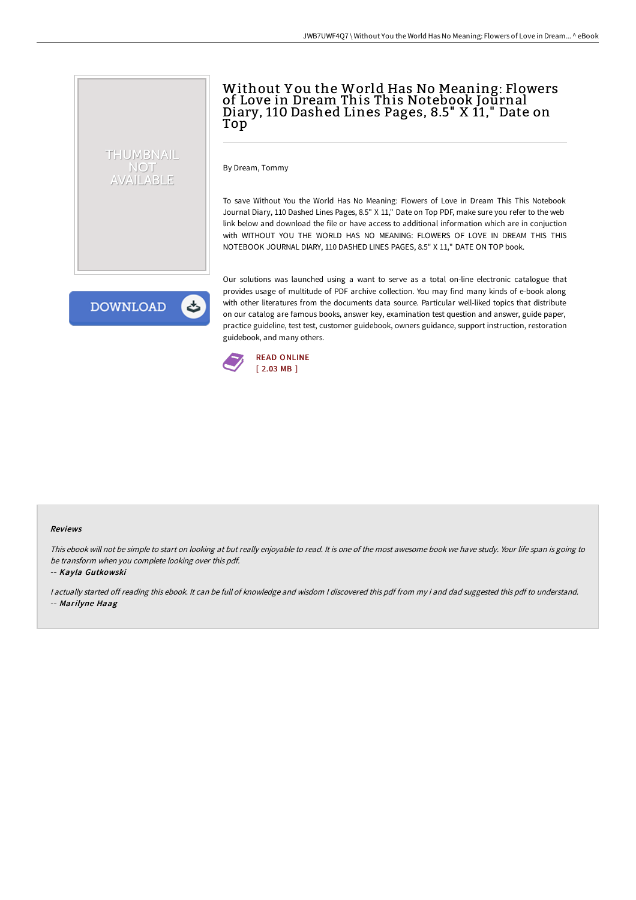# Without You the World Has No Meaning: Flowers of Love in Dream This This Notebook Journal Diary, 110 Dashed Lines Pages, 8.5" X 11," Date on Top

By Dream, Tommy

To save Without You the World Has No Meaning: Flowers of Love in Dream This This Notebook Journal Diary, 110 Dashed Lines Pages, 8.5" X 11," Date on Top PDF, make sure you refer to the web link below and download the file or have access to additional information which are in conjuction with WITHOUT YOU THE WORLD HAS NO MEANING: FLOWERS OF LOVE IN DREAM THIS THIS NOTEBOOK JOURNAL DIARY, 110 DASHED LINES PAGES, 8.5" X 11," DATE ON TOP book.

Our solutions was launched using a want to serve as a total on-line electronic catalogue that provides usage of multitude of PDF archive collection. You may find many kinds of e-book along with other literatures from the documents data source. Particular well-liked topics that distribute on our catalog are famous books, answer key, examination test question and answer, guide paper, practice guideline, test test, customer guidebook, owners guidance, support instruction, restoration guidebook, and many others.

READ ONLINE
[ 2.03 MB ]

### Reviews

*This ebook will not be simple to start on looking at but really enjoyable to read. It is one of the most awesome book we have study. Your life span is going to be transform when you complete looking over this pdf.*

-- *Kayla Gutkowski*

*I actually started off reading this ebook. It can be full of knowledge and wisdom I discovered this pdf from my i and dad suggested this pdf to understand.*

-- *Marilyne Haag*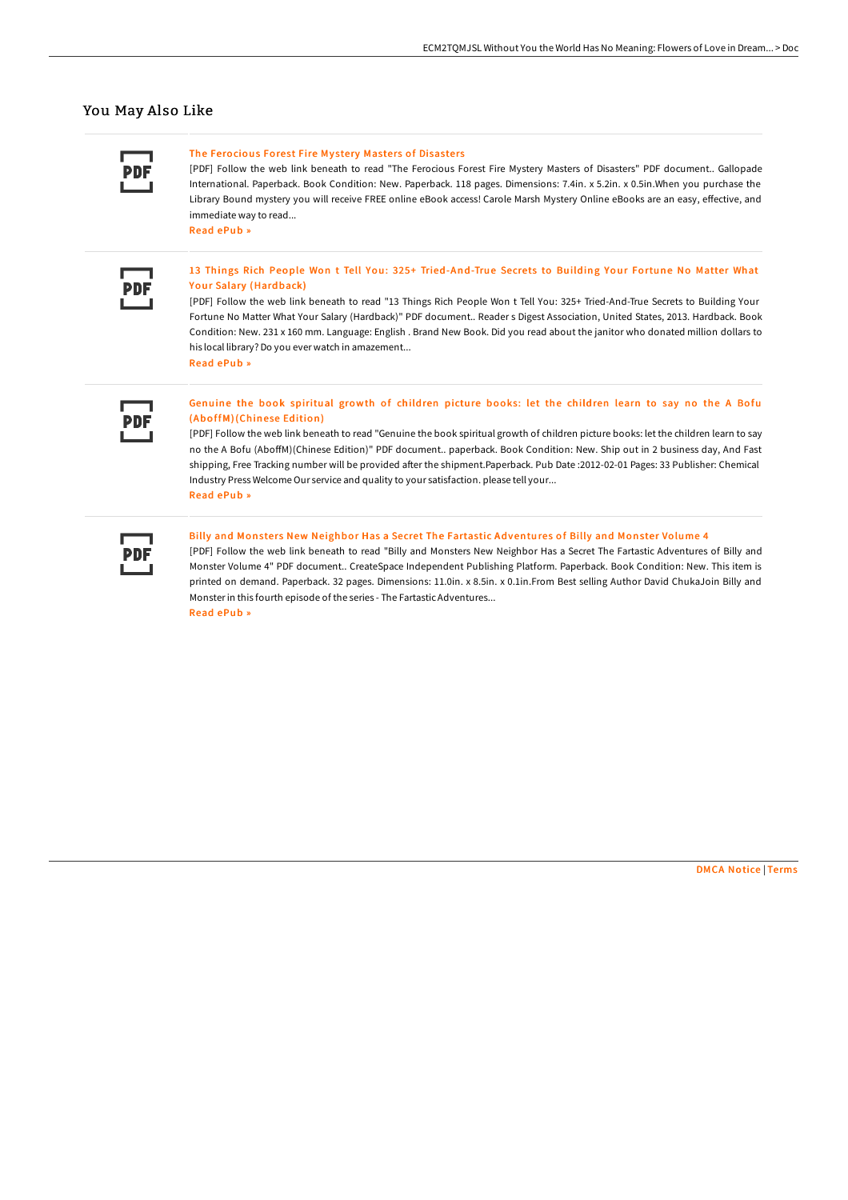## You May Also Like

### The Ferocious Forest Fire Mystery Masters of Disasters

[PDF] Follow the web link beneath to read "The Ferocious Forest Fire Mystery Masters of Disasters" PDF document.. Gallopade International. Paperback. Book Condition: New. Paperback. 118 pages. Dimensions: 7.4in. x 5.2in. x 0.5in.When you purchase the Library Bound mystery you will receive FREE online eBook access! Carole Marsh Mystery Online eBooks are an easy, effective, and immediate way to read...

Read ePub »

### 13 Things Rich People Won t Tell You: 325+ Tried-And-True Secrets to Building Your Fortune No Matter What Your Salary (Hardback)

[PDF] Follow the web link beneath to read "13 Things Rich People Won t Tell You: 325+ Tried-And-True Secrets to Building Your Fortune No Matter What Your Salary (Hardback)" PDF document.. Reader s Digest Association, United States, 2013. Hardback. Book Condition: New. 231 x 160 mm. Language: English . Brand New Book. Did you read about the janitor who donated million dollars to his local library? Do you ever watch in amazement...

Read ePub »

### Genuine the book spiritual growth of children picture books: let the children learn to say no the A Bofu (AboffM)(Chinese Edition)

[PDF] Follow the web link beneath to read "Genuine the book spiritual growth of children picture books: let the children learn to say no the A Bofu (AboffM)(Chinese Edition)" PDF document.. paperback. Book Condition: New. Ship out in 2 business day, And Fast shipping, Free Tracking number will be provided after the shipment.Paperback. Pub Date :2012-02-01 Pages: 33 Publisher: Chemical Industry Press Welcome Our service and quality to your satisfaction. please tell your...

Read ePub »

### Billy and Monsters New Neighbor Has a Secret The Fartastic Adventures of Billy and Monster Volume 4

[PDF] Follow the web link beneath to read "Billy and Monsters New Neighbor Has a Secret The Fartastic Adventures of Billy and Monster Volume 4" PDF document.. CreateSpace Independent Publishing Platform. Paperback. Book Condition: New. This item is printed on demand. Paperback. 32 pages. Dimensions: 11.0in. x 8.5in. x 0.1in.From Best selling Author David ChukaJoin Billy and Monster in this fourth episode of the series - The Fartastic Adventures...

Read ePub »